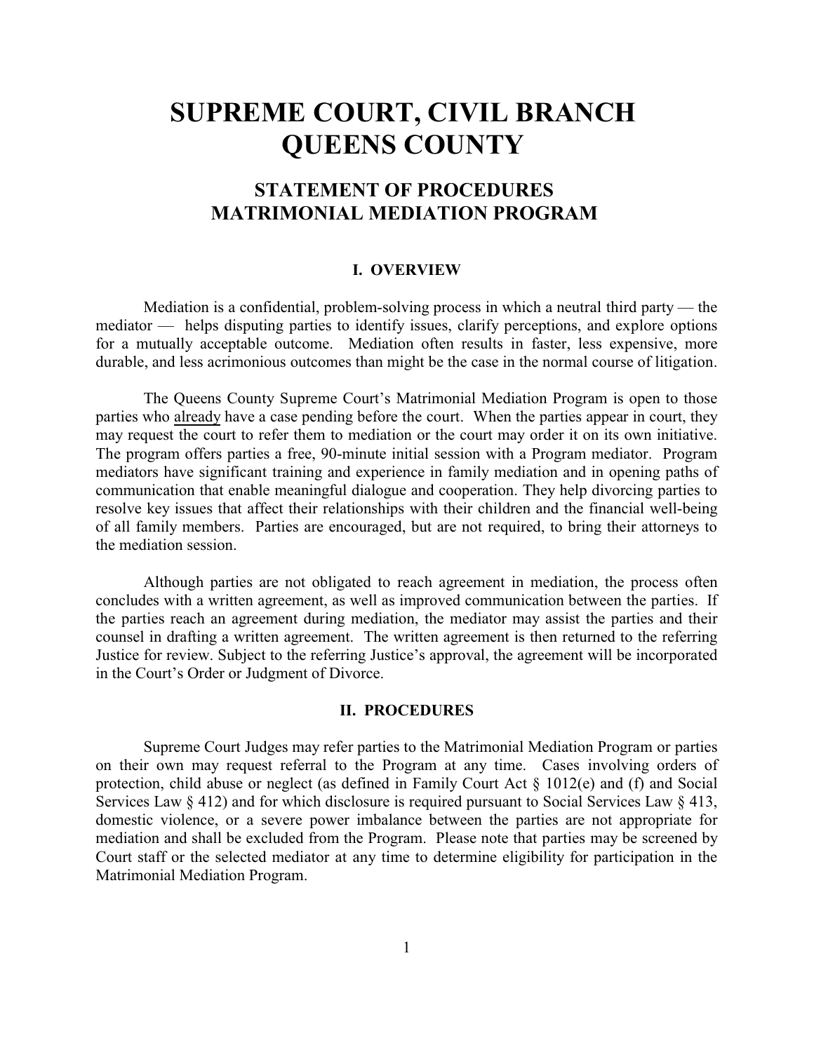# SUPREME COURT, CIVIL BRANCH
# QUEENS COUNTY

## STATEMENT OF PROCEDURES
## MATRIMONIAL MEDIATION PROGRAM

### I. OVERVIEW

Mediation is a confidential, problem-solving process in which a neutral third party — the mediator — helps disputing parties to identify issues, clarify perceptions, and explore options for a mutually acceptable outcome. Mediation often results in faster, less expensive, more durable, and less acrimonious outcomes than might be the case in the normal course of litigation.

The Queens County Supreme Court's Matrimonial Mediation Program is open to those parties who already have a case pending before the court. When the parties appear in court, they may request the court to refer them to mediation or the court may order it on its own initiative. The program offers parties a free, 90-minute initial session with a Program mediator. Program mediators have significant training and experience in family mediation and in opening paths of communication that enable meaningful dialogue and cooperation. They help divorcing parties to resolve key issues that affect their relationships with their children and the financial well-being of all family members. Parties are encouraged, but are not required, to bring their attorneys to the mediation session.

Although parties are not obligated to reach agreement in mediation, the process often concludes with a written agreement, as well as improved communication between the parties. If the parties reach an agreement during mediation, the mediator may assist the parties and their counsel in drafting a written agreement. The written agreement is then returned to the referring Justice for review. Subject to the referring Justice's approval, the agreement will be incorporated in the Court's Order or Judgment of Divorce.

### II. PROCEDURES

Supreme Court Judges may refer parties to the Matrimonial Mediation Program or parties on their own may request referral to the Program at any time. Cases involving orders of protection, child abuse or neglect (as defined in Family Court Act § 1012(e) and (f) and Social Services Law § 412) and for which disclosure is required pursuant to Social Services Law § 413, domestic violence, or a severe power imbalance between the parties are not appropriate for mediation and shall be excluded from the Program. Please note that parties may be screened by Court staff or the selected mediator at any time to determine eligibility for participation in the Matrimonial Mediation Program.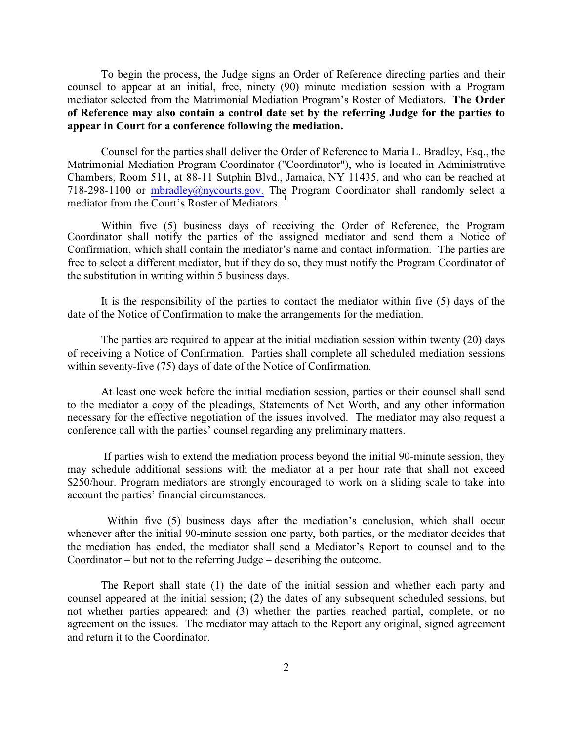To begin the process, the Judge signs an Order of Reference directing parties and their counsel to appear at an initial, free, ninety (90) minute mediation session with a Program mediator selected from the Matrimonial Mediation Program's Roster of Mediators. **The Order of Reference may also contain a control date set by the referring Judge for the parties to appear in Court for a conference following the mediation.**

Counsel for the parties shall deliver the Order of Reference to Maria L. Bradley, Esq., the Matrimonial Mediation Program Coordinator ("Coordinator"), who is located in Administrative Chambers, Room 511, at 88-11 Sutphin Blvd., Jamaica, NY 11435, and who can be reached at 718-298-1100 or mbradley@nycourts.gov. The Program Coordinator shall randomly select a mediator from the Court's Roster of Mediators.[1]

Within five (5) business days of receiving the Order of Reference, the Program Coordinator shall notify the parties of the assigned mediator and send them a Notice of Confirmation, which shall contain the mediator's name and contact information. The parties are free to select a different mediator, but if they do so, they must notify the Program Coordinator of the substitution in writing within 5 business days.

It is the responsibility of the parties to contact the mediator within five (5) days of the date of the Notice of Confirmation to make the arrangements for the mediation.

The parties are required to appear at the initial mediation session within twenty (20) days of receiving a Notice of Confirmation. Parties shall complete all scheduled mediation sessions within seventy-five (75) days of date of the Notice of Confirmation.

At least one week before the initial mediation session, parties or their counsel shall send to the mediator a copy of the pleadings, Statements of Net Worth, and any other information necessary for the effective negotiation of the issues involved. The mediator may also request a conference call with the parties' counsel regarding any preliminary matters.

If parties wish to extend the mediation process beyond the initial 90-minute session, they may schedule additional sessions with the mediator at a per hour rate that shall not exceed \$250/hour. Program mediators are strongly encouraged to work on a sliding scale to take into account the parties' financial circumstances.

Within five (5) business days after the mediation's conclusion, which shall occur whenever after the initial 90-minute session one party, both parties, or the mediator decides that the mediation has ended, the mediator shall send a Mediator's Report to counsel and to the Coordinator – but not to the referring Judge – describing the outcome.

The Report shall state (1) the date of the initial session and whether each party and counsel appeared at the initial session; (2) the dates of any subsequent scheduled sessions, but not whether parties appeared; and (3) whether the parties reached partial, complete, or no agreement on the issues. The mediator may attach to the Report any original, signed agreement and return it to the Coordinator.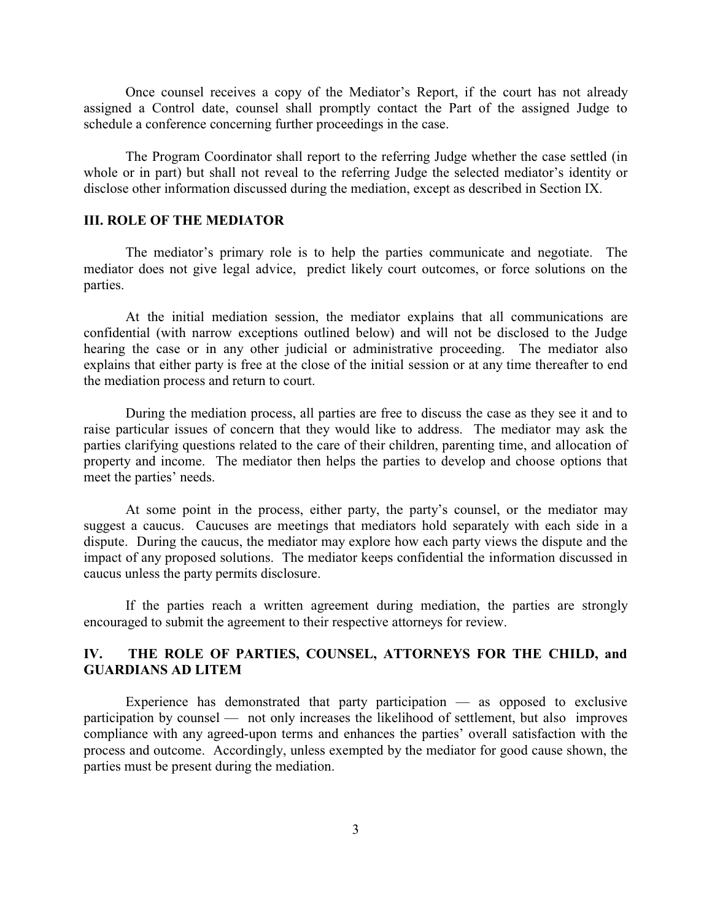Once counsel receives a copy of the Mediator's Report, if the court has not already assigned a Control date, counsel shall promptly contact the Part of the assigned Judge to schedule a conference concerning further proceedings in the case.

The Program Coordinator shall report to the referring Judge whether the case settled (in whole or in part) but shall not reveal to the referring Judge the selected mediator's identity or disclose other information discussed during the mediation, except as described in Section IX.

## III. ROLE OF THE MEDIATOR

The mediator's primary role is to help the parties communicate and negotiate. The mediator does not give legal advice, predict likely court outcomes, or force solutions on the parties.

At the initial mediation session, the mediator explains that all communications are confidential (with narrow exceptions outlined below) and will not be disclosed to the Judge hearing the case or in any other judicial or administrative proceeding. The mediator also explains that either party is free at the close of the initial session or at any time thereafter to end the mediation process and return to court.

During the mediation process, all parties are free to discuss the case as they see it and to raise particular issues of concern that they would like to address. The mediator may ask the parties clarifying questions related to the care of their children, parenting time, and allocation of property and income. The mediator then helps the parties to develop and choose options that meet the parties' needs.

At some point in the process, either party, the party's counsel, or the mediator may suggest a caucus. Caucuses are meetings that mediators hold separately with each side in a dispute. During the caucus, the mediator may explore how each party views the dispute and the impact of any proposed solutions. The mediator keeps confidential the information discussed in caucus unless the party permits disclosure.

If the parties reach a written agreement during mediation, the parties are strongly encouraged to submit the agreement to their respective attorneys for review.

## IV. THE ROLE OF PARTIES, COUNSEL, ATTORNEYS FOR THE CHILD, and GUARDIANS AD LITEM

Experience has demonstrated that party participation — as opposed to exclusive participation by counsel — not only increases the likelihood of settlement, but also improves compliance with any agreed-upon terms and enhances the parties' overall satisfaction with the process and outcome. Accordingly, unless exempted by the mediator for good cause shown, the parties must be present during the mediation.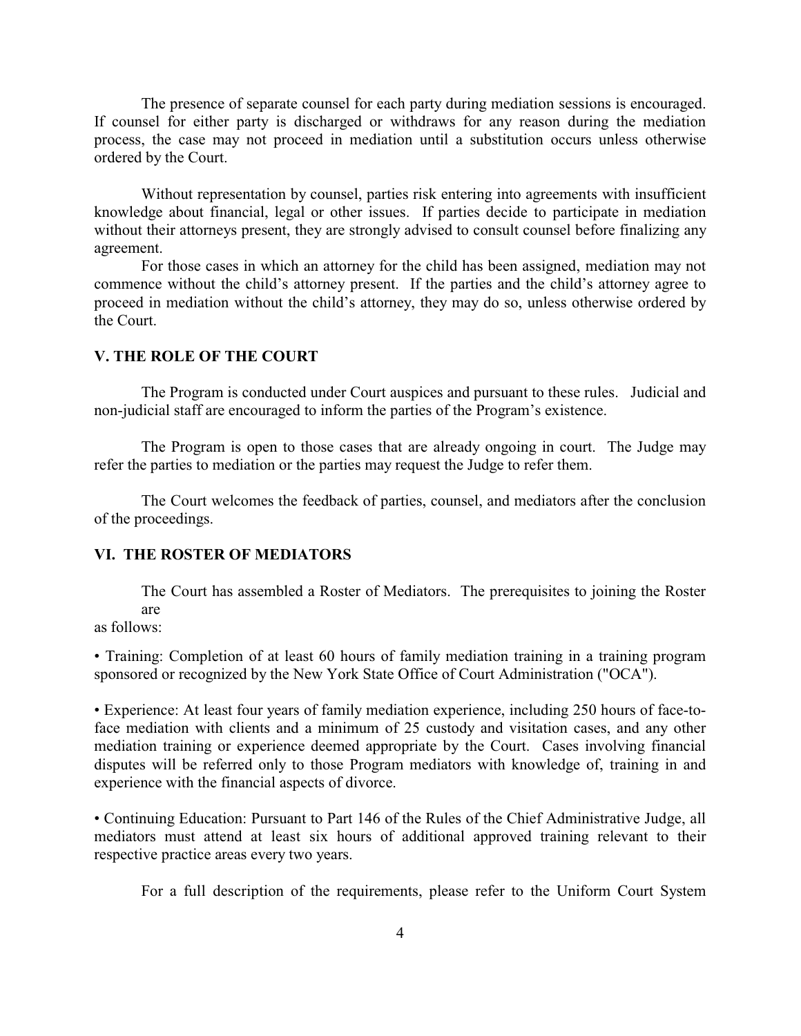The presence of separate counsel for each party during mediation sessions is encouraged. If counsel for either party is discharged or withdraws for any reason during the mediation process, the case may not proceed in mediation until a substitution occurs unless otherwise ordered by the Court.

Without representation by counsel, parties risk entering into agreements with insufficient knowledge about financial, legal or other issues. If parties decide to participate in mediation without their attorneys present, they are strongly advised to consult counsel before finalizing any agreement.

For those cases in which an attorney for the child has been assigned, mediation may not commence without the child's attorney present. If the parties and the child's attorney agree to proceed in mediation without the child's attorney, they may do so, unless otherwise ordered by the Court.

## V. THE ROLE OF THE COURT

The Program is conducted under Court auspices and pursuant to these rules. Judicial and non-judicial staff are encouraged to inform the parties of the Program's existence.

The Program is open to those cases that are already ongoing in court. The Judge may refer the parties to mediation or the parties may request the Judge to refer them.

The Court welcomes the feedback of parties, counsel, and mediators after the conclusion of the proceedings.

## VI. THE ROSTER OF MEDIATORS

The Court has assembled a Roster of Mediators. The prerequisites to joining the Roster are as follows:

- Training: Completion of at least 60 hours of family mediation training in a training program sponsored or recognized by the New York State Office of Court Administration ("OCA").

- Experience: At least four years of family mediation experience, including 250 hours of face-to-face mediation with clients and a minimum of 25 custody and visitation cases, and any other mediation training or experience deemed appropriate by the Court. Cases involving financial disputes will be referred only to those Program mediators with knowledge of, training in and experience with the financial aspects of divorce.

- Continuing Education: Pursuant to Part 146 of the Rules of the Chief Administrative Judge, all mediators must attend at least six hours of additional approved training relevant to their respective practice areas every two years.

For a full description of the requirements, please refer to the Uniform Court System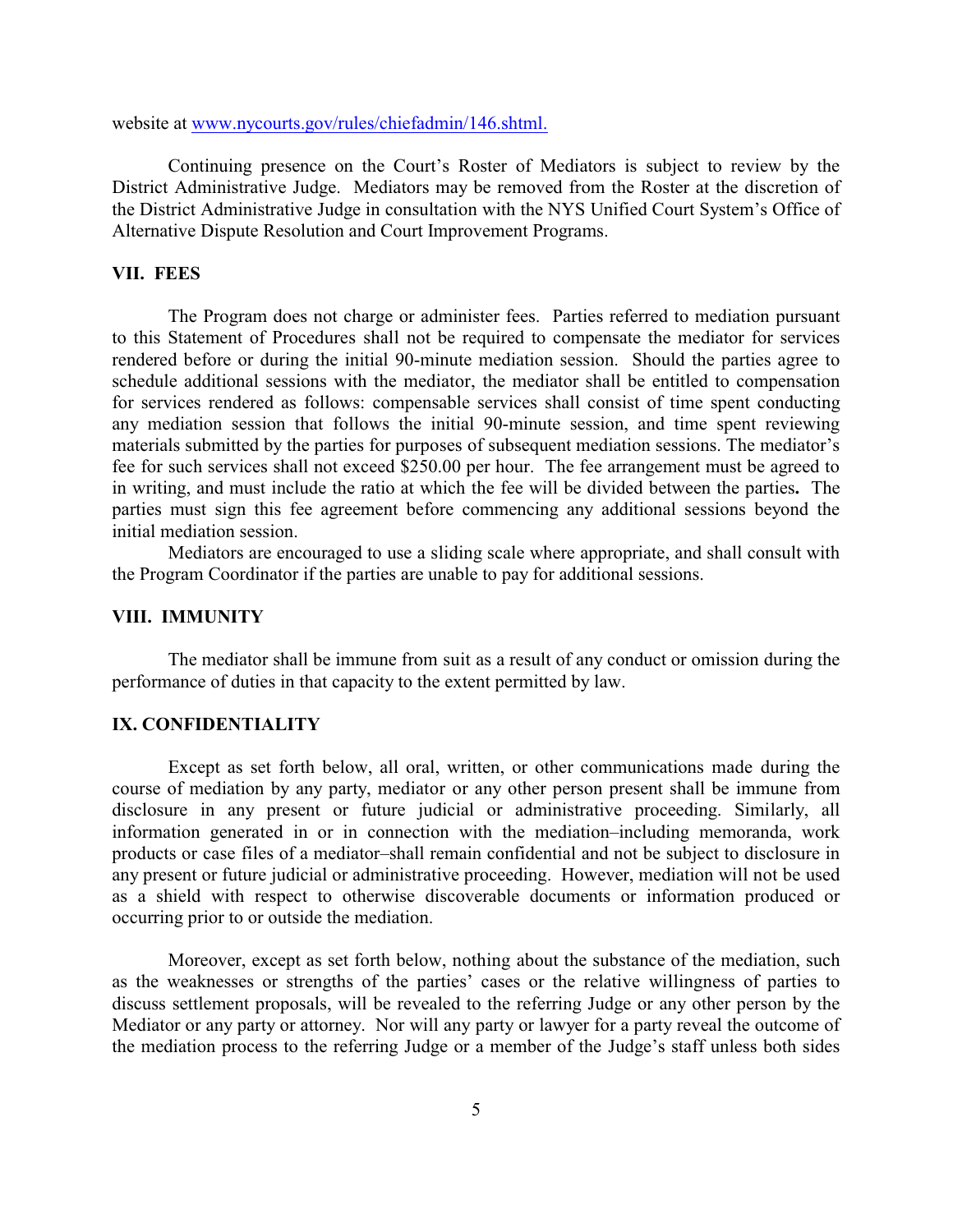website at [www.nycourts.gov/rules/chiefadmin/146.shtml.](http://www.nycourts.gov/rules/chiefadmin/146.shtml)

Continuing presence on the Court's Roster of Mediators is subject to review by the District Administrative Judge. Mediators may be removed from the Roster at the discretion of the District Administrative Judge in consultation with the NYS Unified Court System's Office of Alternative Dispute Resolution and Court Improvement Programs.

## VII. FEES

The Program does not charge or administer fees. Parties referred to mediation pursuant to this Statement of Procedures shall not be required to compensate the mediator for services rendered before or during the initial 90-minute mediation session. Should the parties agree to schedule additional sessions with the mediator, the mediator shall be entitled to compensation for services rendered as follows: compensable services shall consist of time spent conducting any mediation session that follows the initial 90-minute session, and time spent reviewing materials submitted by the parties for purposes of subsequent mediation sessions. The mediator's fee for such services shall not exceed $250.00 per hour. The fee arrangement must be agreed to in writing, and must include the ratio at which the fee will be divided between the parties**.** The parties must sign this fee agreement before commencing any additional sessions beyond the initial mediation session.

Mediators are encouraged to use a sliding scale where appropriate, and shall consult with the Program Coordinator if the parties are unable to pay for additional sessions.

## VIII. IMMUNITY

The mediator shall be immune from suit as a result of any conduct or omission during the performance of duties in that capacity to the extent permitted by law.

## IX. CONFIDENTIALITY

Except as set forth below, all oral, written, or other communications made during the course of mediation by any party, mediator or any other person present shall be immune from disclosure in any present or future judicial or administrative proceeding. Similarly, all information generated in or in connection with the mediation–including memoranda, work products or case files of a mediator–shall remain confidential and not be subject to disclosure in any present or future judicial or administrative proceeding. However, mediation will not be used as a shield with respect to otherwise discoverable documents or information produced or occurring prior to or outside the mediation.

Moreover, except as set forth below, nothing about the substance of the mediation, such as the weaknesses or strengths of the parties' cases or the relative willingness of parties to discuss settlement proposals, will be revealed to the referring Judge or any other person by the Mediator or any party or attorney. Nor will any party or lawyer for a party reveal the outcome of the mediation process to the referring Judge or a member of the Judge's staff unless both sides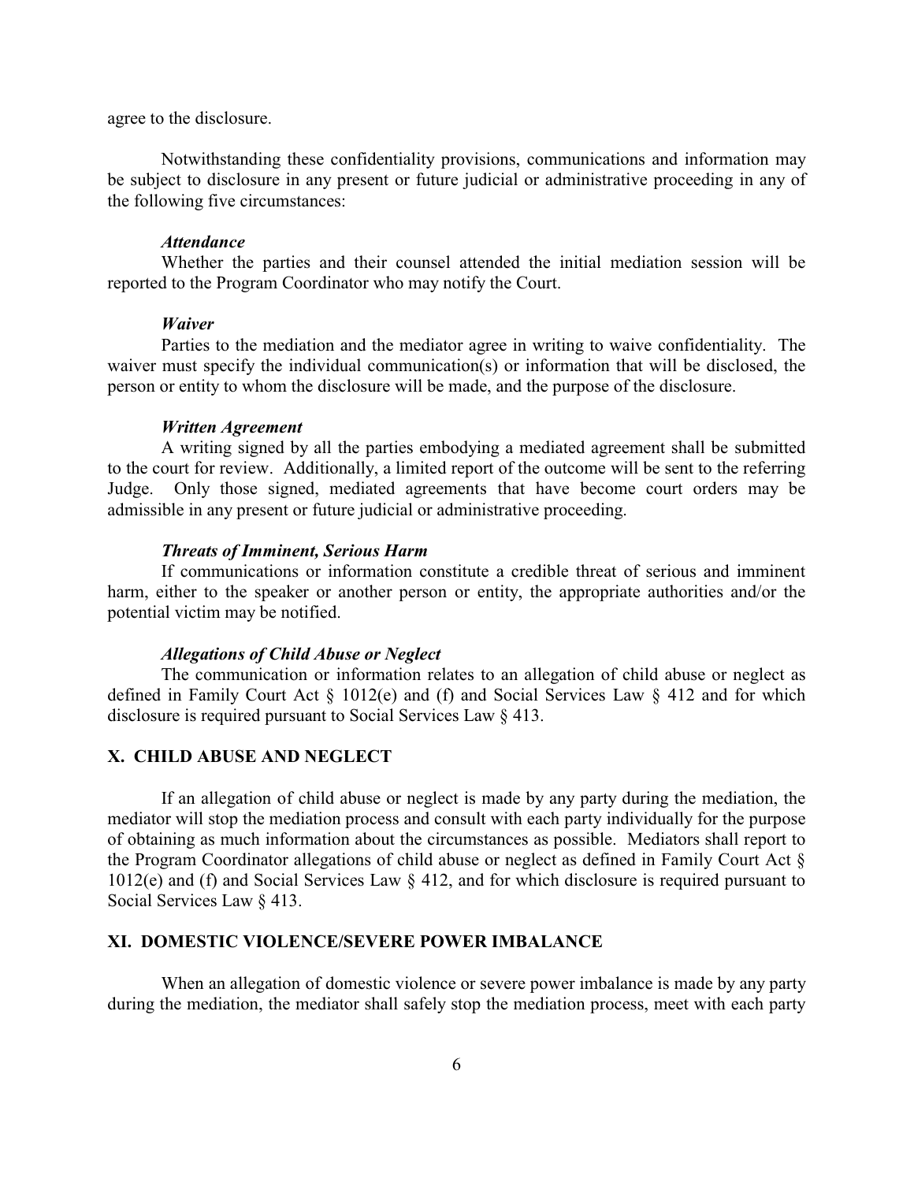agree to the disclosure.

Notwithstanding these confidentiality provisions, communications and information may be subject to disclosure in any present or future judicial or administrative proceeding in any of the following five circumstances:

***Attendance***

Whether the parties and their counsel attended the initial mediation session will be reported to the Program Coordinator who may notify the Court.

***Waiver***

Parties to the mediation and the mediator agree in writing to waive confidentiality. The waiver must specify the individual communication(s) or information that will be disclosed, the person or entity to whom the disclosure will be made, and the purpose of the disclosure.

***Written Agreement***

A writing signed by all the parties embodying a mediated agreement shall be submitted to the court for review. Additionally, a limited report of the outcome will be sent to the referring Judge. Only those signed, mediated agreements that have become court orders may be admissible in any present or future judicial or administrative proceeding.

***Threats of Imminent, Serious Harm***

If communications or information constitute a credible threat of serious and imminent harm, either to the speaker or another person or entity, the appropriate authorities and/or the potential victim may be notified.

***Allegations of Child Abuse or Neglect***

The communication or information relates to an allegation of child abuse or neglect as defined in Family Court Act § 1012(e) and (f) and Social Services Law § 412 and for which disclosure is required pursuant to Social Services Law § 413.

## X. CHILD ABUSE AND NEGLECT

If an allegation of child abuse or neglect is made by any party during the mediation, the mediator will stop the mediation process and consult with each party individually for the purpose of obtaining as much information about the circumstances as possible. Mediators shall report to the Program Coordinator allegations of child abuse or neglect as defined in Family Court Act § 1012(e) and (f) and Social Services Law § 412, and for which disclosure is required pursuant to Social Services Law § 413.

## XI. DOMESTIC VIOLENCE/SEVERE POWER IMBALANCE

When an allegation of domestic violence or severe power imbalance is made by any party during the mediation, the mediator shall safely stop the mediation process, meet with each party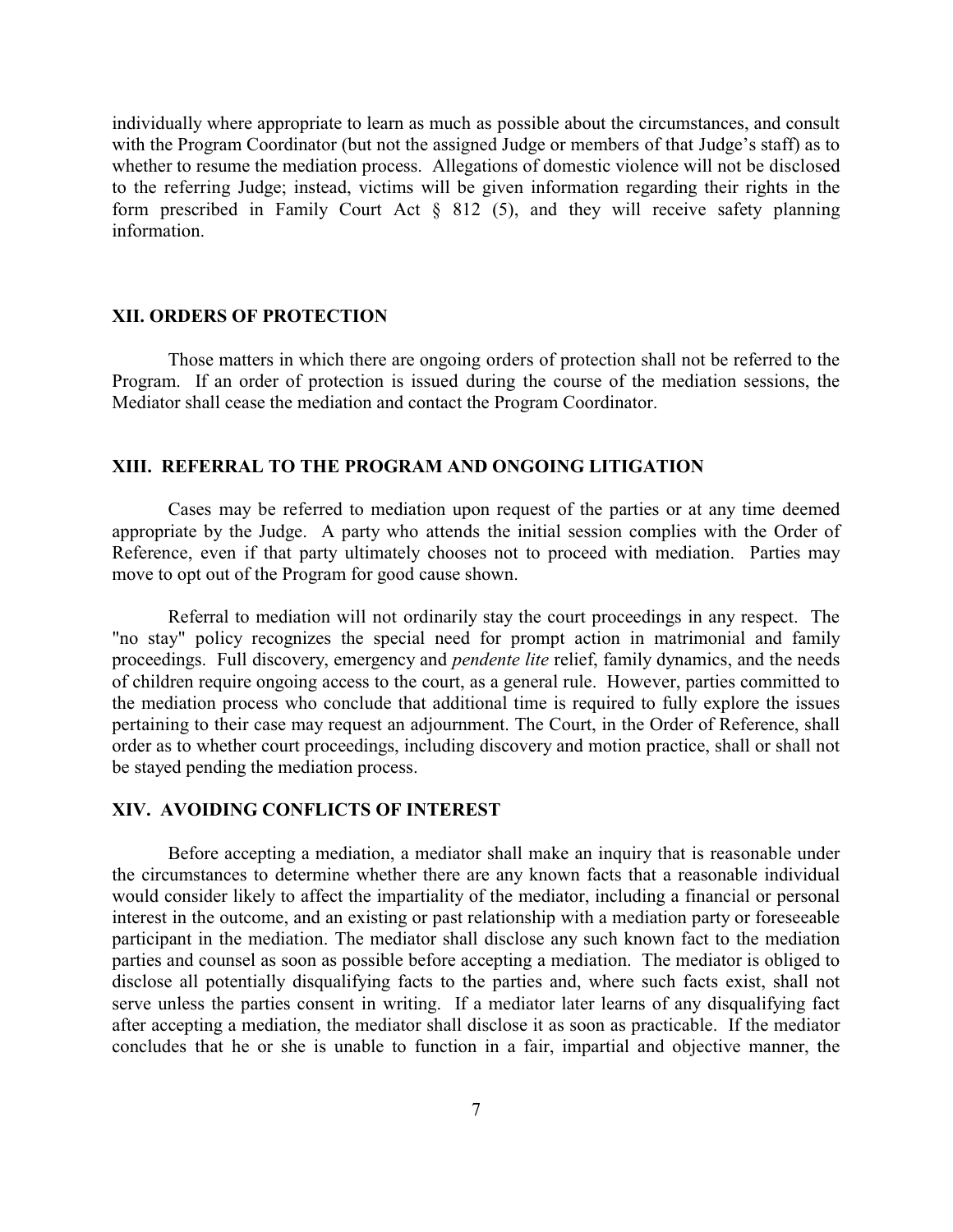individually where appropriate to learn as much as possible about the circumstances, and consult with the Program Coordinator (but not the assigned Judge or members of that Judge's staff) as to whether to resume the mediation process. Allegations of domestic violence will not be disclosed to the referring Judge; instead, victims will be given information regarding their rights in the form prescribed in Family Court Act § 812 (5), and they will receive safety planning information.

## XII. ORDERS OF PROTECTION

Those matters in which there are ongoing orders of protection shall not be referred to the Program. If an order of protection is issued during the course of the mediation sessions, the Mediator shall cease the mediation and contact the Program Coordinator.

## XIII. REFERRAL TO THE PROGRAM AND ONGOING LITIGATION

Cases may be referred to mediation upon request of the parties or at any time deemed appropriate by the Judge. A party who attends the initial session complies with the Order of Reference, even if that party ultimately chooses not to proceed with mediation. Parties may move to opt out of the Program for good cause shown.

Referral to mediation will not ordinarily stay the court proceedings in any respect. The "no stay" policy recognizes the special need for prompt action in matrimonial and family proceedings. Full discovery, emergency and *pendente lite* relief, family dynamics, and the needs of children require ongoing access to the court, as a general rule. However, parties committed to the mediation process who conclude that additional time is required to fully explore the issues pertaining to their case may request an adjournment. The Court, in the Order of Reference, shall order as to whether court proceedings, including discovery and motion practice, shall or shall not be stayed pending the mediation process.

## XIV. AVOIDING CONFLICTS OF INTEREST

Before accepting a mediation, a mediator shall make an inquiry that is reasonable under the circumstances to determine whether there are any known facts that a reasonable individual would consider likely to affect the impartiality of the mediator, including a financial or personal interest in the outcome, and an existing or past relationship with a mediation party or foreseeable participant in the mediation. The mediator shall disclose any such known fact to the mediation parties and counsel as soon as possible before accepting a mediation. The mediator is obliged to disclose all potentially disqualifying facts to the parties and, where such facts exist, shall not serve unless the parties consent in writing. If a mediator later learns of any disqualifying fact after accepting a mediation, the mediator shall disclose it as soon as practicable. If the mediator concludes that he or she is unable to function in a fair, impartial and objective manner, the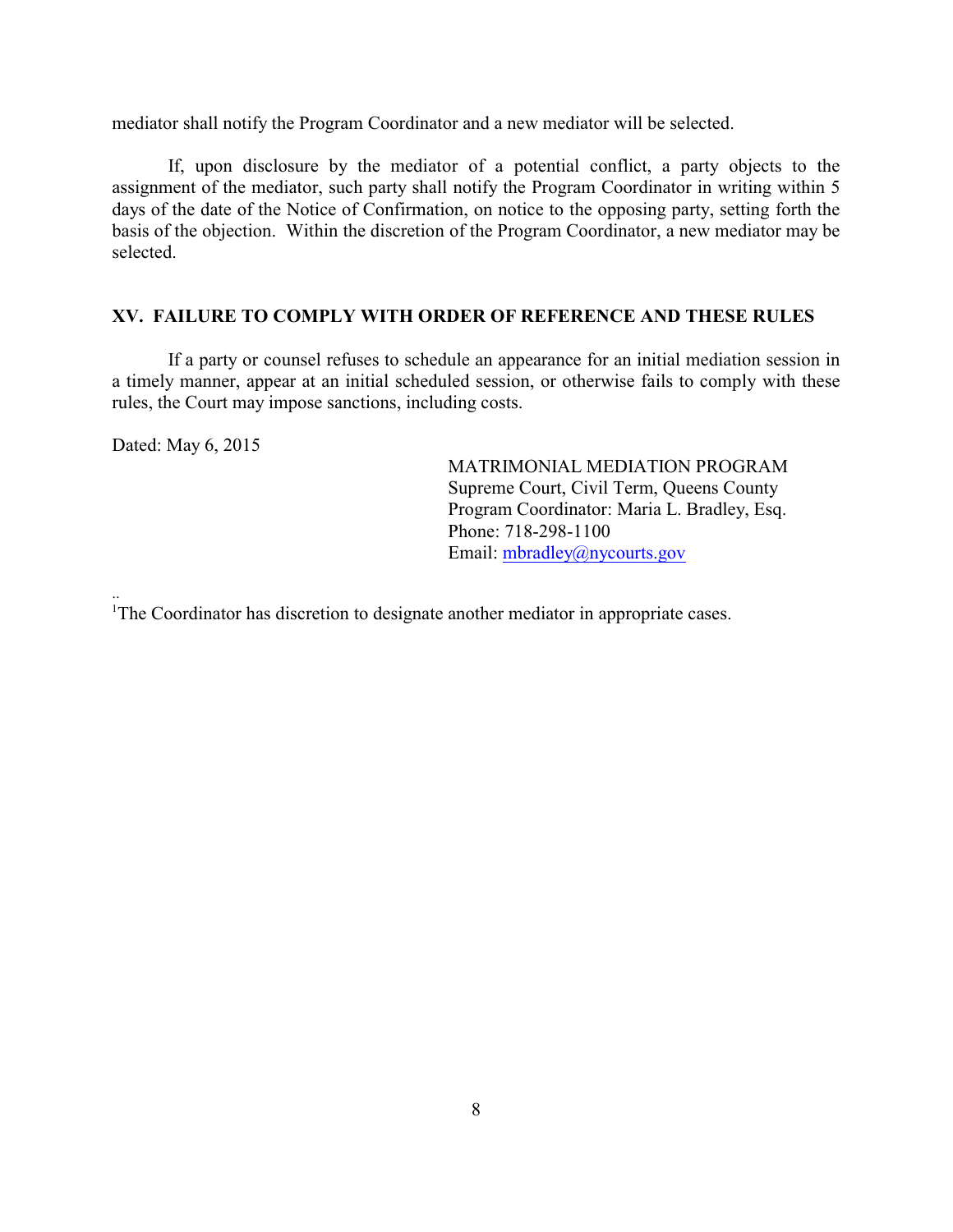mediator shall notify the Program Coordinator and a new mediator will be selected.

If, upon disclosure by the mediator of a potential conflict, a party objects to the assignment of the mediator, such party shall notify the Program Coordinator in writing within 5 days of the date of the Notice of Confirmation, on notice to the opposing party, setting forth the basis of the objection. Within the discretion of the Program Coordinator, a new mediator may be selected.

## XV. FAILURE TO COMPLY WITH ORDER OF REFERENCE AND THESE RULES

If a party or counsel refuses to schedule an appearance for an initial mediation session in a timely manner, appear at an initial scheduled session, or otherwise fails to comply with these rules, the Court may impose sanctions, including costs.

Dated: May 6, 2015

MATRIMONIAL MEDIATION PROGRAM
Supreme Court, Civil Term, Queens County
Program Coordinator: Maria L. Bradley, Esq.
Phone: 718-298-1100
Email: mbradley@nycourts.gov

[1] The Coordinator has discretion to designate another mediator in appropriate cases.